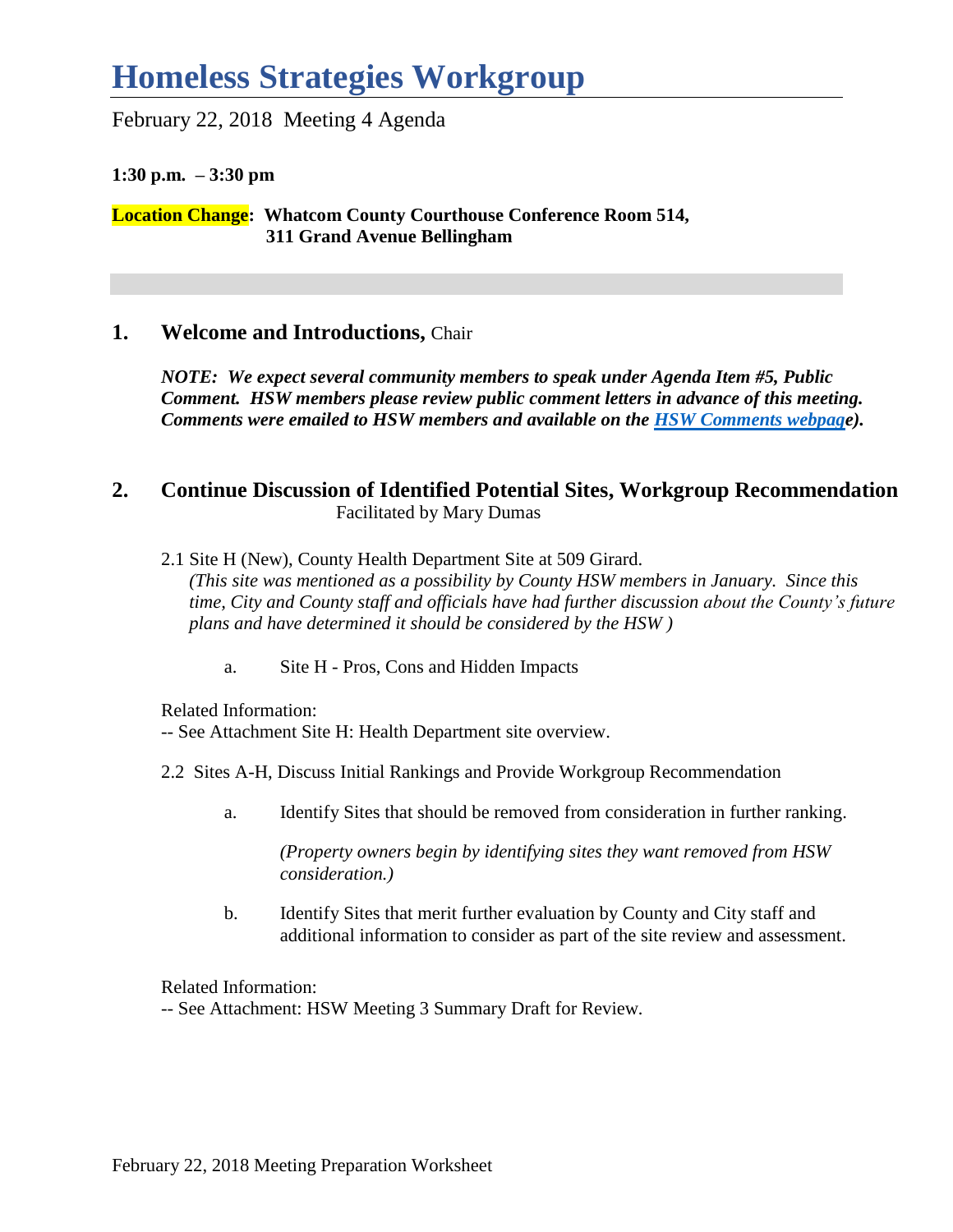# Homeless Strategies Workgroup

February 22, 2018 Meeting 4 Agenda

**1:30 p.m. – 3:30 pm**

**Location Change: Whatcom County Courthouse Conference Room 514, 311 Grand Avenue Bellingham**

## 1. Welcome and Introductions, Chair

***NOTE: We expect several community members to speak under Agenda Item #5, Public Comment. HSW members please review public comment letters in advance of this meeting. Comments were emailed to HSW members and available on the HSW Comments webpage).***

## 2. Continue Discussion of Identified Potential Sites, Workgroup Recommendation

Facilitated by Mary Dumas

2.1 Site H (New), County Health Department Site at 509 Girard.
*(This site was mentioned as a possibility by County HSW members in January. Since this time, City and County staff and officials have had further discussion about the County's future plans and have determined it should be considered by the HSW )*

a. Site H - Pros, Cons and Hidden Impacts

Related Information:
-- See Attachment Site H: Health Department site overview.

2.2 Sites A-H, Discuss Initial Rankings and Provide Workgroup Recommendation

a. Identify Sites that should be removed from consideration in further ranking.

*(Property owners begin by identifying sites they want removed from HSW consideration.)*

b. Identify Sites that merit further evaluation by County and City staff and additional information to consider as part of the site review and assessment.

Related Information:
-- See Attachment: HSW Meeting 3 Summary Draft for Review.

February 22, 2018 Meeting Preparation Worksheet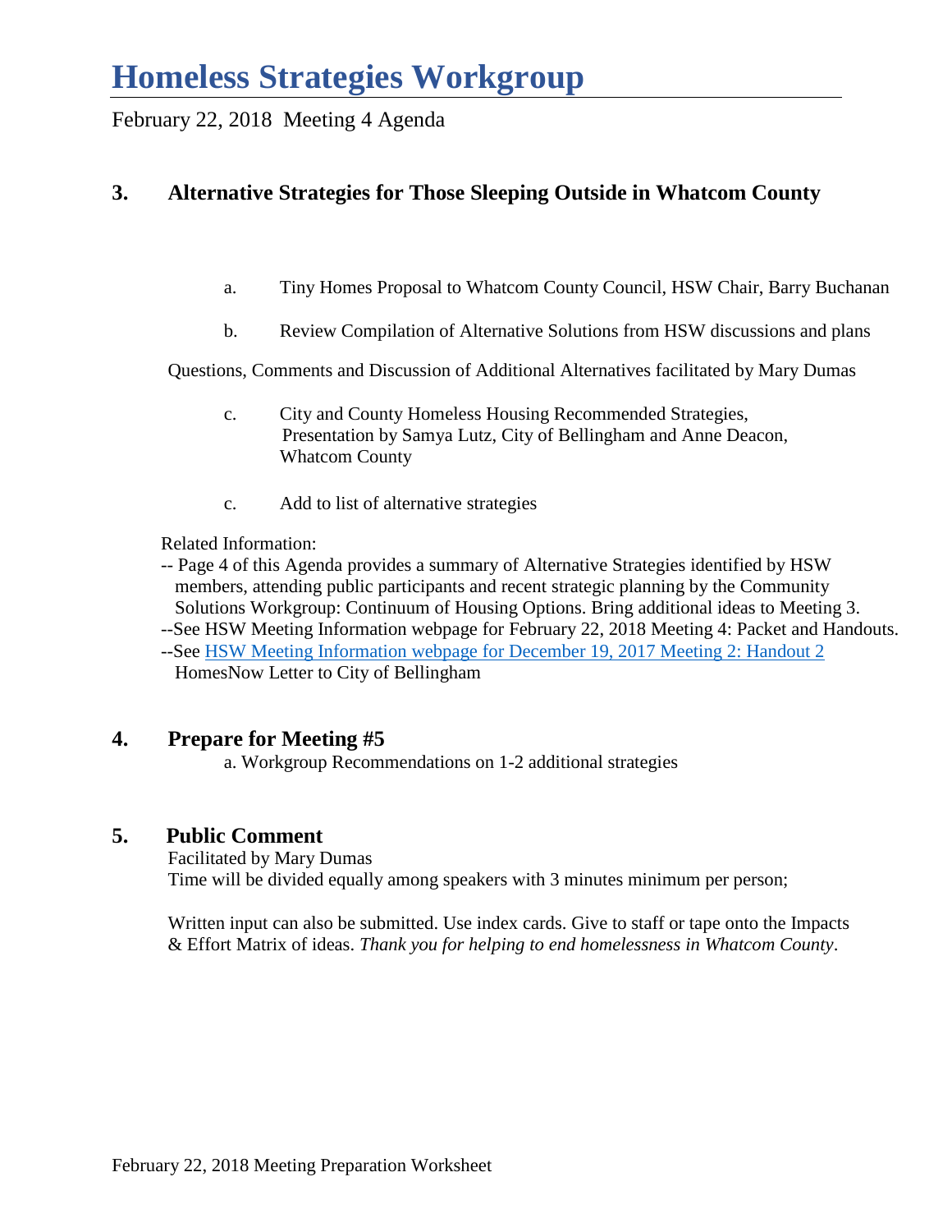# Homeless Strategies Workgroup

February 22, 2018 Meeting 4 Agenda

## 3. Alternative Strategies for Those Sleeping Outside in Whatcom County

a. Tiny Homes Proposal to Whatcom County Council, HSW Chair, Barry Buchanan

b. Review Compilation of Alternative Solutions from HSW discussions and plans

Questions, Comments and Discussion of Additional Alternatives facilitated by Mary Dumas

c. City and County Homeless Housing Recommended Strategies, Presentation by Samya Lutz, City of Bellingham and Anne Deacon, Whatcom County

c. Add to list of alternative strategies

Related Information:

-- Page 4 of this Agenda provides a summary of Alternative Strategies identified by HSW members, attending public participants and recent strategic planning by the Community Solutions Workgroup: Continuum of Housing Options. Bring additional ideas to Meeting 3.

--See HSW Meeting Information webpage for February 22, 2018 Meeting 4: Packet and Handouts.

--See [HSW Meeting Information webpage for December 19, 2017 Meeting 2: Handout 2](#) HomesNow Letter to City of Bellingham

## 4. Prepare for Meeting #5

a. Workgroup Recommendations on 1-2 additional strategies

## 5. Public Comment

Facilitated by Mary Dumas

Time will be divided equally among speakers with 3 minutes minimum per person;

Written input can also be submitted. Use index cards. Give to staff or tape onto the Impacts & Effort Matrix of ideas. *Thank you for helping to end homelessness in Whatcom County*.

February 22, 2018 Meeting Preparation Worksheet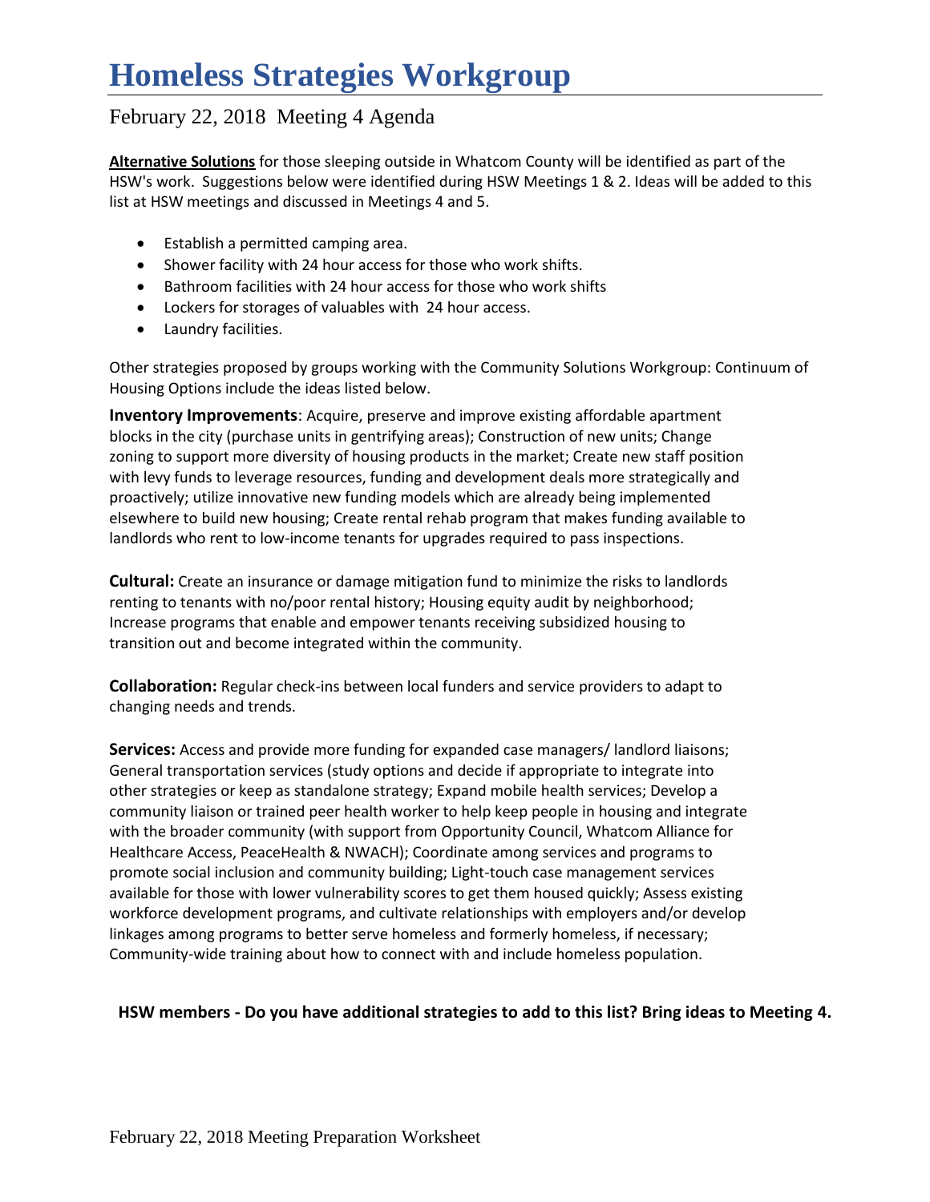# Homeless Strategies Workgroup

## February 22, 2018 Meeting 4 Agenda

**Alternative Solutions** for those sleeping outside in Whatcom County will be identified as part of the HSW's work. Suggestions below were identified during HSW Meetings 1 & 2. Ideas will be added to this list at HSW meetings and discussed in Meetings 4 and 5.

- Establish a permitted camping area.
- Shower facility with 24 hour access for those who work shifts.
- Bathroom facilities with 24 hour access for those who work shifts
- Lockers for storages of valuables with 24 hour access.
- Laundry facilities.

Other strategies proposed by groups working with the Community Solutions Workgroup: Continuum of Housing Options include the ideas listed below.

**Inventory Improvements**: Acquire, preserve and improve existing affordable apartment blocks in the city (purchase units in gentrifying areas); Construction of new units; Change zoning to support more diversity of housing products in the market; Create new staff position with levy funds to leverage resources, funding and development deals more strategically and proactively; utilize innovative new funding models which are already being implemented elsewhere to build new housing; Create rental rehab program that makes funding available to landlords who rent to low-income tenants for upgrades required to pass inspections.

**Cultural:** Create an insurance or damage mitigation fund to minimize the risks to landlords renting to tenants with no/poor rental history; Housing equity audit by neighborhood; Increase programs that enable and empower tenants receiving subsidized housing to transition out and become integrated within the community.

**Collaboration:** Regular check-ins between local funders and service providers to adapt to changing needs and trends.

**Services:** Access and provide more funding for expanded case managers/ landlord liaisons; General transportation services (study options and decide if appropriate to integrate into other strategies or keep as standalone strategy; Expand mobile health services; Develop a community liaison or trained peer health worker to help keep people in housing and integrate with the broader community (with support from Opportunity Council, Whatcom Alliance for Healthcare Access, PeaceHealth & NWACH); Coordinate among services and programs to promote social inclusion and community building; Light-touch case management services available for those with lower vulnerability scores to get them housed quickly; Assess existing workforce development programs, and cultivate relationships with employers and/or develop linkages among programs to better serve homeless and formerly homeless, if necessary; Community-wide training about how to connect with and include homeless population.

**HSW members - Do you have additional strategies to add to this list? Bring ideas to Meeting 4.**